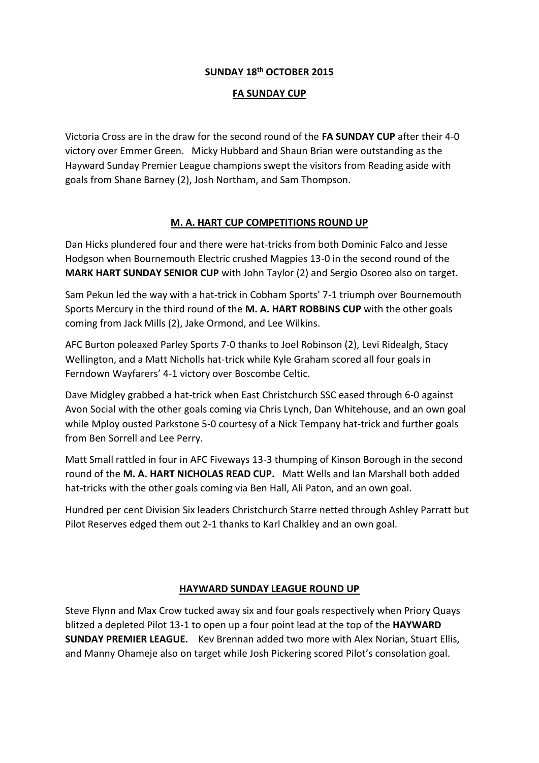## SUNDAY 18th OCTOBER 2015

## FA SUNDAY CUP

Victoria Cross are in the draw for the second round of the **FA SUNDAY CUP** after their 4-0 victory over Emmer Green. Micky Hubbard and Shaun Brian were outstanding as the Hayward Sunday Premier League champions swept the visitors from Reading aside with goals from Shane Barney (2), Josh Northam, and Sam Thompson.

## M. A. HART CUP COMPETITIONS ROUND UP

Dan Hicks plundered four and there were hat-tricks from both Dominic Falco and Jesse Hodgson when Bournemouth Electric crushed Magpies 13-0 in the second round of the **MARK HART SUNDAY SENIOR CUP** with John Taylor (2) and Sergio Osoreo also on target.

Sam Pekun led the way with a hat-trick in Cobham Sports' 7-1 triumph over Bournemouth Sports Mercury in the third round of the **M. A. HART ROBBINS CUP** with the other goals coming from Jack Mills (2), Jake Ormond, and Lee Wilkins.

AFC Burton poleaxed Parley Sports 7-0 thanks to Joel Robinson (2), Levi Ridealgh, Stacy Wellington, and a Matt Nicholls hat-trick while Kyle Graham scored all four goals in Ferndown Wayfarers' 4-1 victory over Boscombe Celtic.

Dave Midgley grabbed a hat-trick when East Christchurch SSC eased through 6-0 against Avon Social with the other goals coming via Chris Lynch, Dan Whitehouse, and an own goal while Mploy ousted Parkstone 5-0 courtesy of a Nick Tempany hat-trick and further goals from Ben Sorrell and Lee Perry.

Matt Small rattled in four in AFC Fiveways 13-3 thumping of Kinson Borough in the second round of the **M. A. HART NICHOLAS READ CUP.** Matt Wells and Ian Marshall both added hat-tricks with the other goals coming via Ben Hall, Ali Paton, and an own goal.

Hundred per cent Division Six leaders Christchurch Starre netted through Ashley Parratt but Pilot Reserves edged them out 2-1 thanks to Karl Chalkley and an own goal.

## HAYWARD SUNDAY LEAGUE ROUND UP

Steve Flynn and Max Crow tucked away six and four goals respectively when Priory Quays blitzed a depleted Pilot 13-1 to open up a four point lead at the top of the **HAYWARD SUNDAY PREMIER LEAGUE.** Kev Brennan added two more with Alex Norian, Stuart Ellis, and Manny Ohameje also on target while Josh Pickering scored Pilot's consolation goal.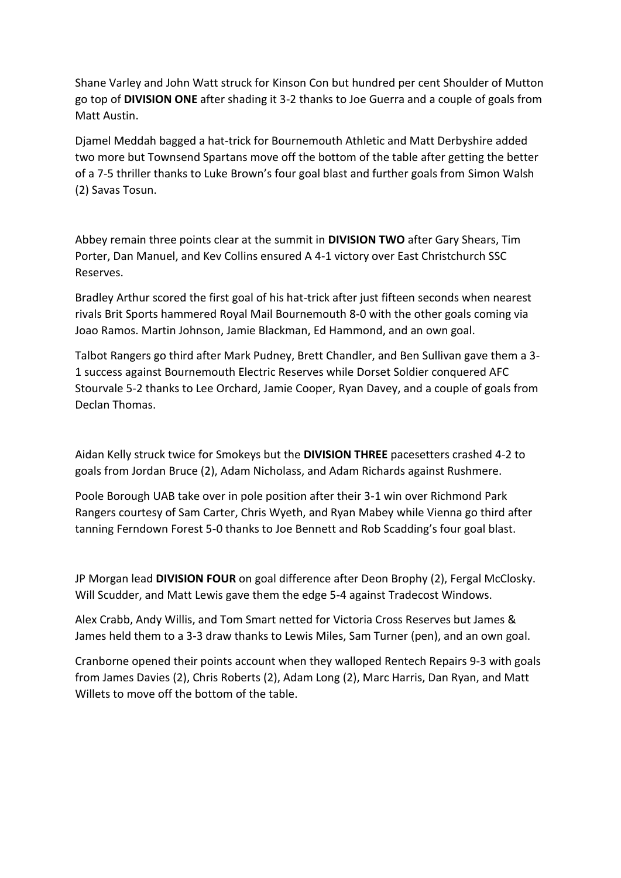Shane Varley and John Watt struck for Kinson Con but hundred per cent Shoulder of Mutton go top of **DIVISION ONE** after shading it 3-2 thanks to Joe Guerra and a couple of goals from Matt Austin.

Djamel Meddah bagged a hat-trick for Bournemouth Athletic and Matt Derbyshire added two more but Townsend Spartans move off the bottom of the table after getting the better of a 7-5 thriller thanks to Luke Brown's four goal blast and further goals from Simon Walsh (2) Savas Tosun.

Abbey remain three points clear at the summit in **DIVISION TWO** after Gary Shears, Tim Porter, Dan Manuel, and Kev Collins ensured A 4-1 victory over East Christchurch SSC Reserves.

Bradley Arthur scored the first goal of his hat-trick after just fifteen seconds when nearest rivals Brit Sports hammered Royal Mail Bournemouth 8-0 with the other goals coming via Joao Ramos. Martin Johnson, Jamie Blackman, Ed Hammond, and an own goal.

Talbot Rangers go third after Mark Pudney, Brett Chandler, and Ben Sullivan gave them a 3-1 success against Bournemouth Electric Reserves while Dorset Soldier conquered AFC Stourvale 5-2 thanks to Lee Orchard, Jamie Cooper, Ryan Davey, and a couple of goals from Declan Thomas.

Aidan Kelly struck twice for Smokeys but the **DIVISION THREE** pacesetters crashed 4-2 to goals from Jordan Bruce (2), Adam Nicholass, and Adam Richards against Rushmere.

Poole Borough UAB take over in pole position after their 3-1 win over Richmond Park Rangers courtesy of Sam Carter, Chris Wyeth, and Ryan Mabey while Vienna go third after tanning Ferndown Forest 5-0 thanks to Joe Bennett and Rob Scadding's four goal blast.

JP Morgan lead **DIVISION FOUR** on goal difference after Deon Brophy (2), Fergal McClosky. Will Scudder, and Matt Lewis gave them the edge 5-4 against Tradecost Windows.

Alex Crabb, Andy Willis, and Tom Smart netted for Victoria Cross Reserves but James & James held them to a 3-3 draw thanks to Lewis Miles, Sam Turner (pen), and an own goal.

Cranborne opened their points account when they walloped Rentech Repairs 9-3 with goals from James Davies (2), Chris Roberts (2), Adam Long (2), Marc Harris, Dan Ryan, and Matt Willets to move off the bottom of the table.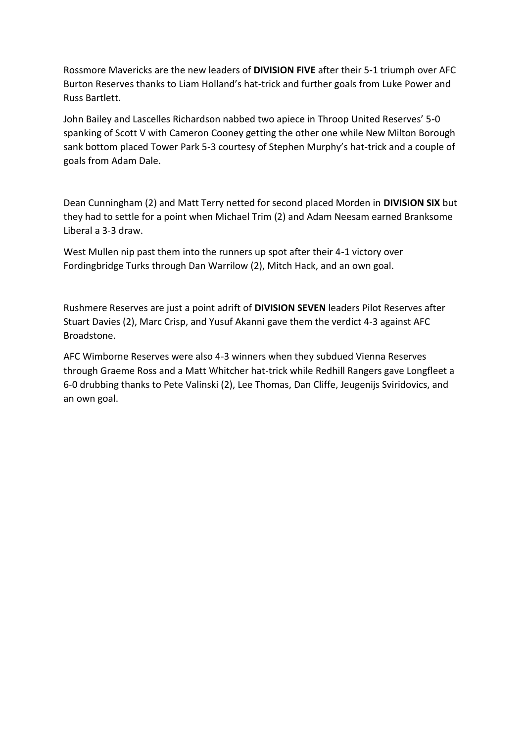Rossmore Mavericks are the new leaders of **DIVISION FIVE** after their 5-1 triumph over AFC Burton Reserves thanks to Liam Holland's hat-trick and further goals from Luke Power and Russ Bartlett.

John Bailey and Lascelles Richardson nabbed two apiece in Throop United Reserves' 5-0 spanking of Scott V with Cameron Cooney getting the other one while New Milton Borough sank bottom placed Tower Park 5-3 courtesy of Stephen Murphy's hat-trick and a couple of goals from Adam Dale.

Dean Cunningham (2) and Matt Terry netted for second placed Morden in **DIVISION SIX** but they had to settle for a point when Michael Trim (2) and Adam Neesam earned Branksome Liberal a 3-3 draw.

West Mullen nip past them into the runners up spot after their 4-1 victory over Fordingbridge Turks through Dan Warrilow (2), Mitch Hack, and an own goal.

Rushmere Reserves are just a point adrift of **DIVISION SEVEN** leaders Pilot Reserves after Stuart Davies (2), Marc Crisp, and Yusuf Akanni gave them the verdict 4-3 against AFC Broadstone.

AFC Wimborne Reserves were also 4-3 winners when they subdued Vienna Reserves through Graeme Ross and a Matt Whitcher hat-trick while Redhill Rangers gave Longfleet a 6-0 drubbing thanks to Pete Valinski (2), Lee Thomas, Dan Cliffe, Jeugenijs Sviridovics, and an own goal.